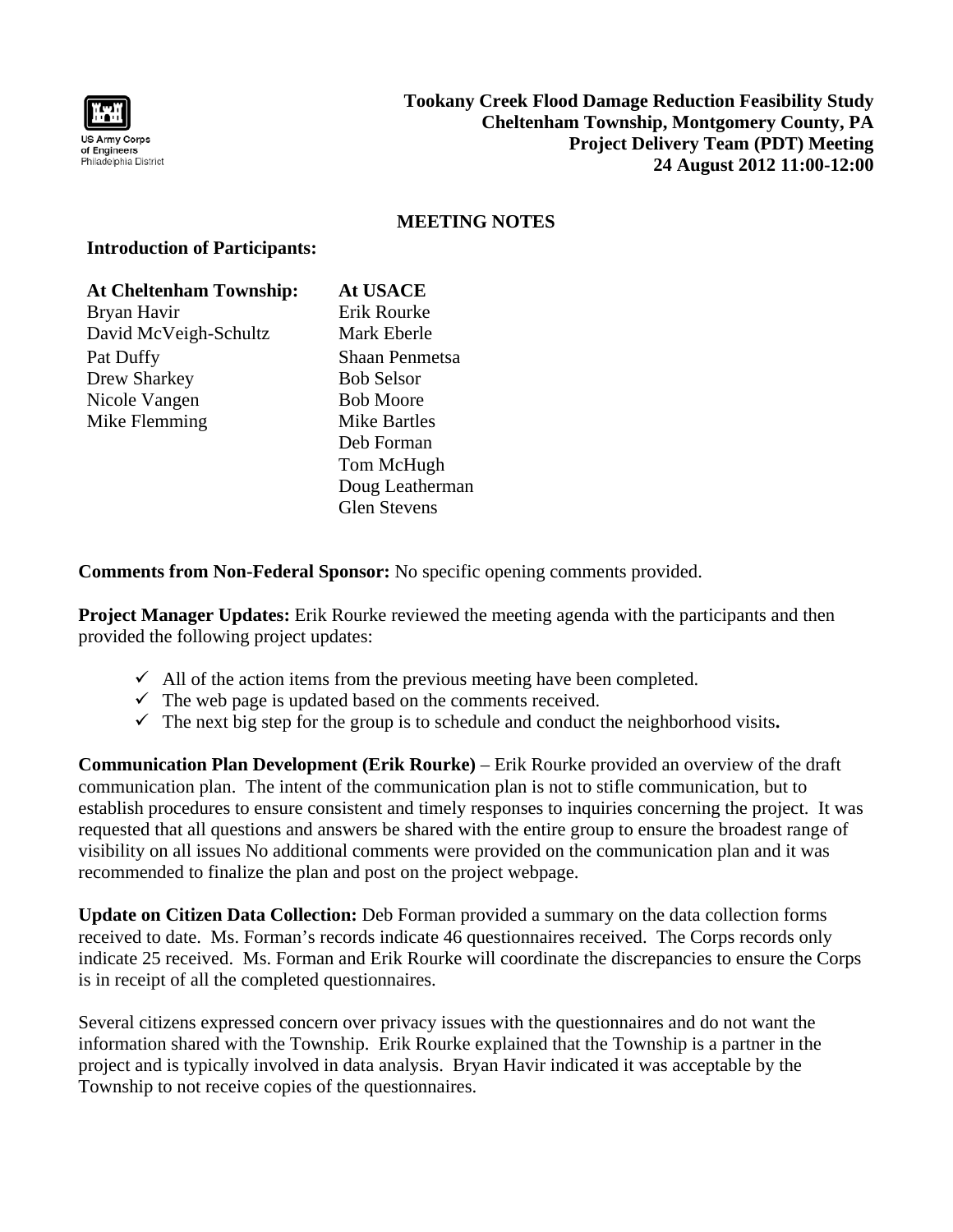US Army Corps of Engineers
Philadelphia District

**Tookany Creek Flood Damage Reduction Feasibility Study**
**Cheltenham Township, Montgomery County, PA**
**Project Delivery Team (PDT) Meeting**
**24 August 2012 11:00-12:00**

## MEETING NOTES

**Introduction of Participants:**

| At Cheltenham Township: | At USACE |
|---|---|
| Bryan Havir | Erik Rourke |
| David McVeigh-Schultz | Mark Eberle |
| Pat Duffy | Shaan Penmetsa |
| Drew Sharkey | Bob Selsor |
| Nicole Vangen | Bob Moore |
| Mike Flemming | Mike Bartles |
| | Deb Forman |
| | Tom McHugh |
| | Doug Leatherman |
| | Glen Stevens |

**Comments from Non-Federal Sponsor:** No specific opening comments provided.

**Project Manager Updates:** Erik Rourke reviewed the meeting agenda with the participants and then provided the following project updates:

- ✓ All of the action items from the previous meeting have been completed.
- ✓ The web page is updated based on the comments received.
- ✓ The next big step for the group is to schedule and conduct the neighborhood visits**.**

**Communication Plan Development (Erik Rourke)** – Erik Rourke provided an overview of the draft communication plan. The intent of the communication plan is not to stifle communication, but to establish procedures to ensure consistent and timely responses to inquiries concerning the project. It was requested that all questions and answers be shared with the entire group to ensure the broadest range of visibility on all issues No additional comments were provided on the communication plan and it was recommended to finalize the plan and post on the project webpage.

**Update on Citizen Data Collection:** Deb Forman provided a summary on the data collection forms received to date. Ms. Forman's records indicate 46 questionnaires received. The Corps records only indicate 25 received. Ms. Forman and Erik Rourke will coordinate the discrepancies to ensure the Corps is in receipt of all the completed questionnaires.

Several citizens expressed concern over privacy issues with the questionnaires and do not want the information shared with the Township. Erik Rourke explained that the Township is a partner in the project and is typically involved in data analysis. Bryan Havir indicated it was acceptable by the Township to not receive copies of the questionnaires.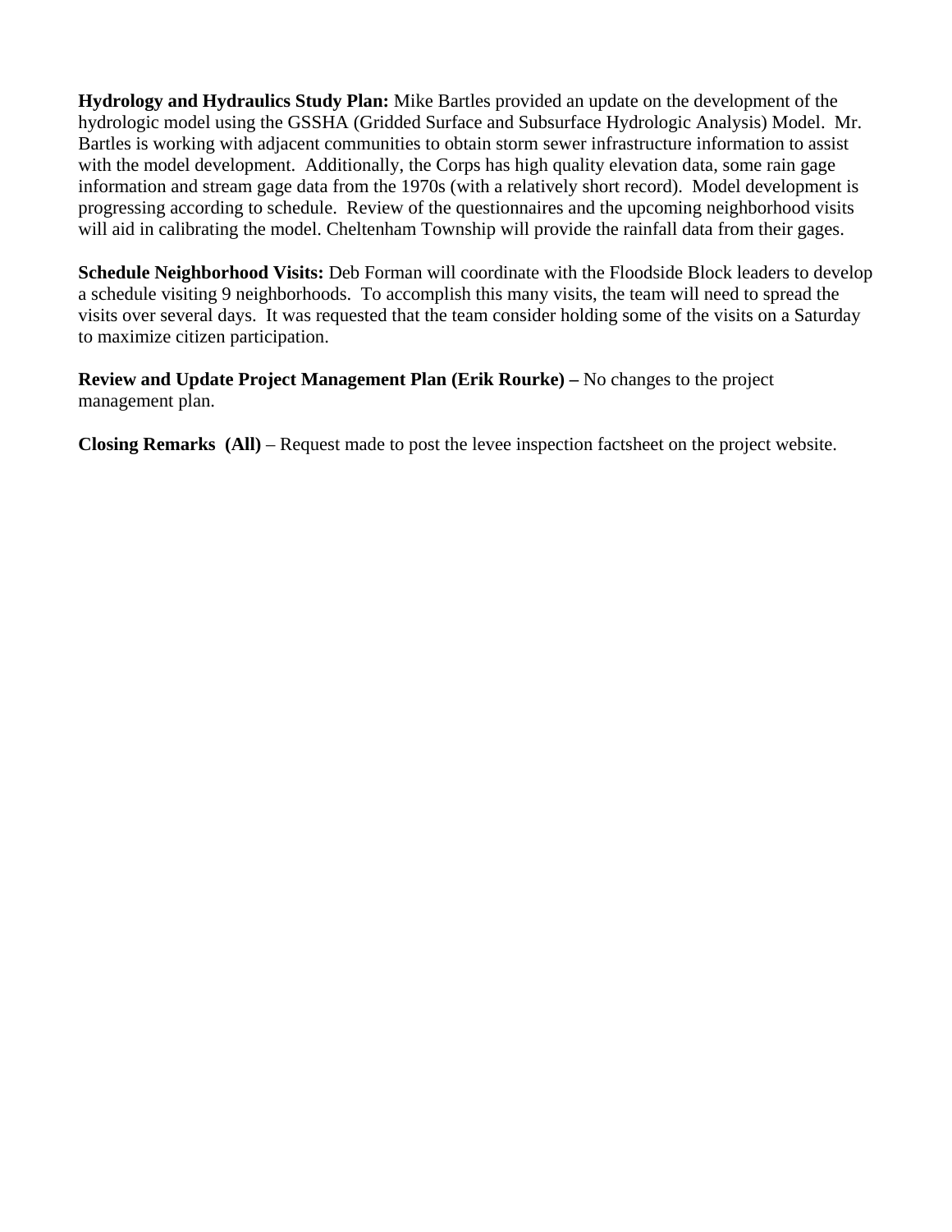**Hydrology and Hydraulics Study Plan:** Mike Bartles provided an update on the development of the hydrologic model using the GSSHA (Gridded Surface and Subsurface Hydrologic Analysis) Model. Mr. Bartles is working with adjacent communities to obtain storm sewer infrastructure information to assist with the model development. Additionally, the Corps has high quality elevation data, some rain gage information and stream gage data from the 1970s (with a relatively short record). Model development is progressing according to schedule. Review of the questionnaires and the upcoming neighborhood visits will aid in calibrating the model. Cheltenham Township will provide the rainfall data from their gages.

**Schedule Neighborhood Visits:** Deb Forman will coordinate with the Floodside Block leaders to develop a schedule visiting 9 neighborhoods. To accomplish this many visits, the team will need to spread the visits over several days. It was requested that the team consider holding some of the visits on a Saturday to maximize citizen participation.

**Review and Update Project Management Plan (Erik Rourke) –** No changes to the project management plan.

**Closing Remarks (All)** – Request made to post the levee inspection factsheet on the project website.